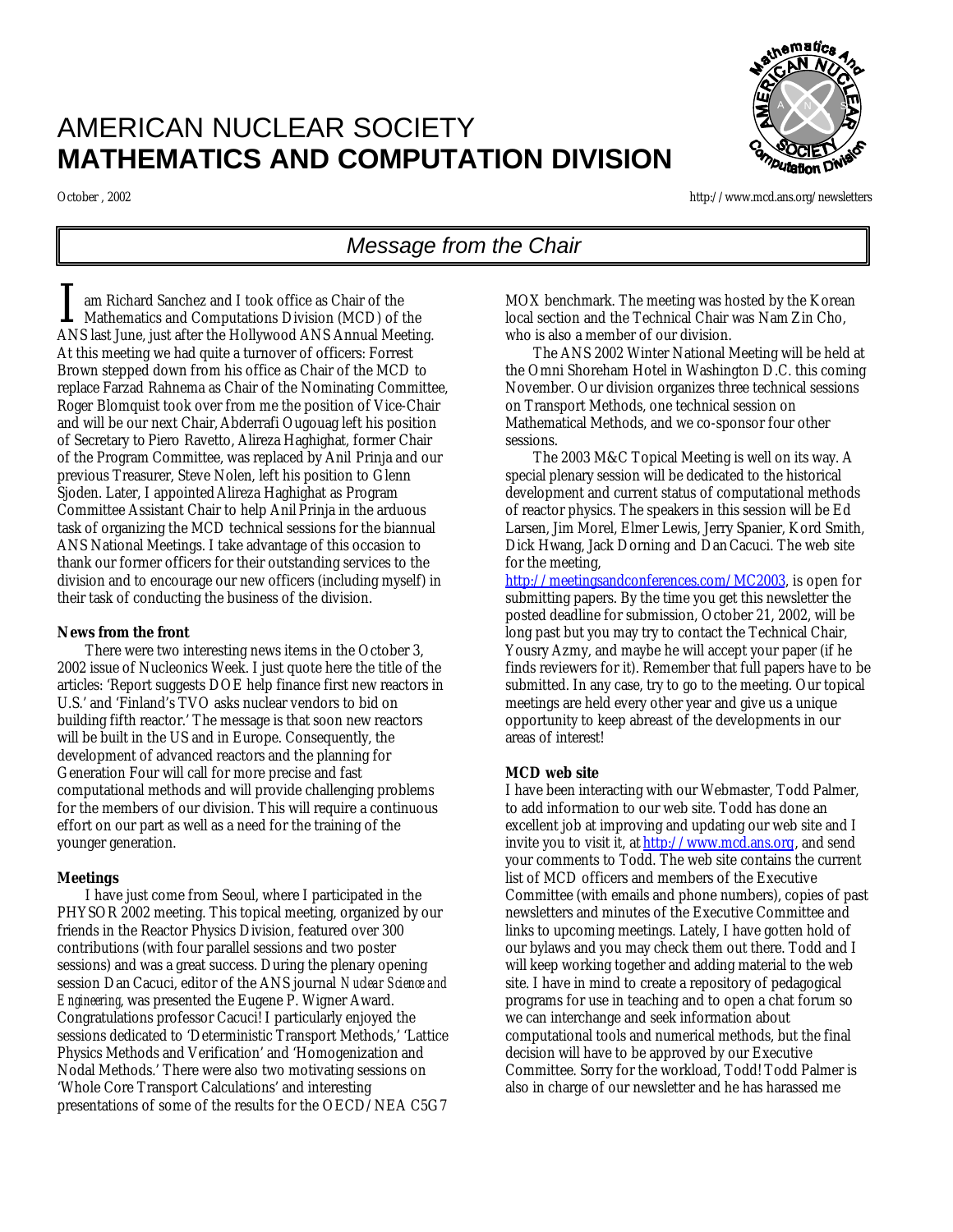# AMERICAN NUCLEAR SOCIETY
# MATHEMATICS AND COMPUTATION DIVISION

October , 2002 http://www.mcd.ans.org/newsletters

## *Message from the Chair*

I am Richard Sanchez and I took office as Chair of the Mathematics and Computations Division (MCD) of the ANS last June, just after the Hollywood ANS Annual Meeting. At this meeting we had quite a turnover of officers: Forrest Brown stepped down from his office as Chair of the MCD to replace Farzad Rahnema as Chair of the Nominating Committee, Roger Blomquist took over from me the position of Vice-Chair and will be our next Chair, Abderrafi Ougouag left his position of Secretary to Piero Ravetto, Alireza Haghighat, former Chair of the Program Committee, was replaced by Anil Prinja and our previous Treasurer, Steve Nolen, left his position to Glenn Sjoden. Later, I appointed Alireza Haghighat as Program Committee Assistant Chair to help Anil Prinja in the arduous task of organizing the MCD technical sessions for the biannual ANS National Meetings. I take advantage of this occasion to thank our former officers for their outstanding services to the division and to encourage our new officers (including myself) in their task of conducting the business of the division.

**News from the front**

There were two interesting news items in the October 3, 2002 issue of Nucleonics Week. I just quote here the title of the articles: 'Report suggests DOE help finance first new reactors in U.S.' and 'Finland's TVO asks nuclear vendors to bid on building fifth reactor.' The message is that soon new reactors will be built in the US and in Europe. Consequently, the development of advanced reactors and the planning for Generation Four will call for more precise and fast computational methods and will provide challenging problems for the members of our division. This will require a continuous effort on our part as well as a need for the training of the younger generation.

**Meetings**

I have just come from Seoul, where I participated in the PHYSOR 2002 meeting. This topical meeting, organized by our friends in the Reactor Physics Division, featured over 300 contributions (with four parallel sessions and two poster sessions) and was a great success. During the plenary opening session Dan Cacuci, editor of the ANS journal *Nuclear Science and Engineering*, was presented the Eugene P. Wigner Award. Congratulations professor Cacuci! I particularly enjoyed the sessions dedicated to 'Deterministic Transport Methods,' 'Lattice Physics Methods and Verification' and 'Homogenization and Nodal Methods.' There were also two motivating sessions on 'Whole Core Transport Calculations' and interesting presentations of some of the results for the OECD/NEA C5G7 MOX benchmark. The meeting was hosted by the Korean local section and the Technical Chair was Nam Zin Cho, who is also a member of our division.

The ANS 2002 Winter National Meeting will be held at the Omni Shoreham Hotel in Washington D.C. this coming November. Our division organizes three technical sessions on Transport Methods, one technical session on Mathematical Methods, and we co-sponsor four other sessions.

The 2003 M&C Topical Meeting is well on its way. A special plenary session will be dedicated to the historical development and current status of computational methods of reactor physics. The speakers in this session will be Ed Larsen, Jim Morel, Elmer Lewis, Jerry Spanier, Kord Smith, Dick Hwang, Jack Dorning and Dan Cacuci. The web site for the meeting, http://meetingsandconferences.com/MC2003, is open for submitting papers. By the time you get this newsletter the posted deadline for submission, October 21, 2002, will be long past but you may try to contact the Technical Chair, Yousry Azmy, and maybe he will accept your paper (if he finds reviewers for it). Remember that full papers have to be submitted. In any case, try to go to the meeting. Our topical meetings are held every other year and give us a unique opportunity to keep abreast of the developments in our areas of interest!

**MCD web site**

I have been interacting with our Webmaster, Todd Palmer, to add information to our web site. Todd has done an excellent job at improving and updating our web site and I invite you to visit it, at http://www.mcd.ans.org, and send your comments to Todd. The web site contains the current list of MCD officers and members of the Executive Committee (with emails and phone numbers), copies of past newsletters and minutes of the Executive Committee and links to upcoming meetings. Lately, I have gotten hold of our bylaws and you may check them out there. Todd and I will keep working together and adding material to the web site. I have in mind to create a repository of pedagogical programs for use in teaching and to open a chat forum so we can interchange and seek information about computational tools and numerical methods, but the final decision will have to be approved by our Executive Committee. Sorry for the workload, Todd! Todd Palmer is also in charge of our newsletter and he has harassed me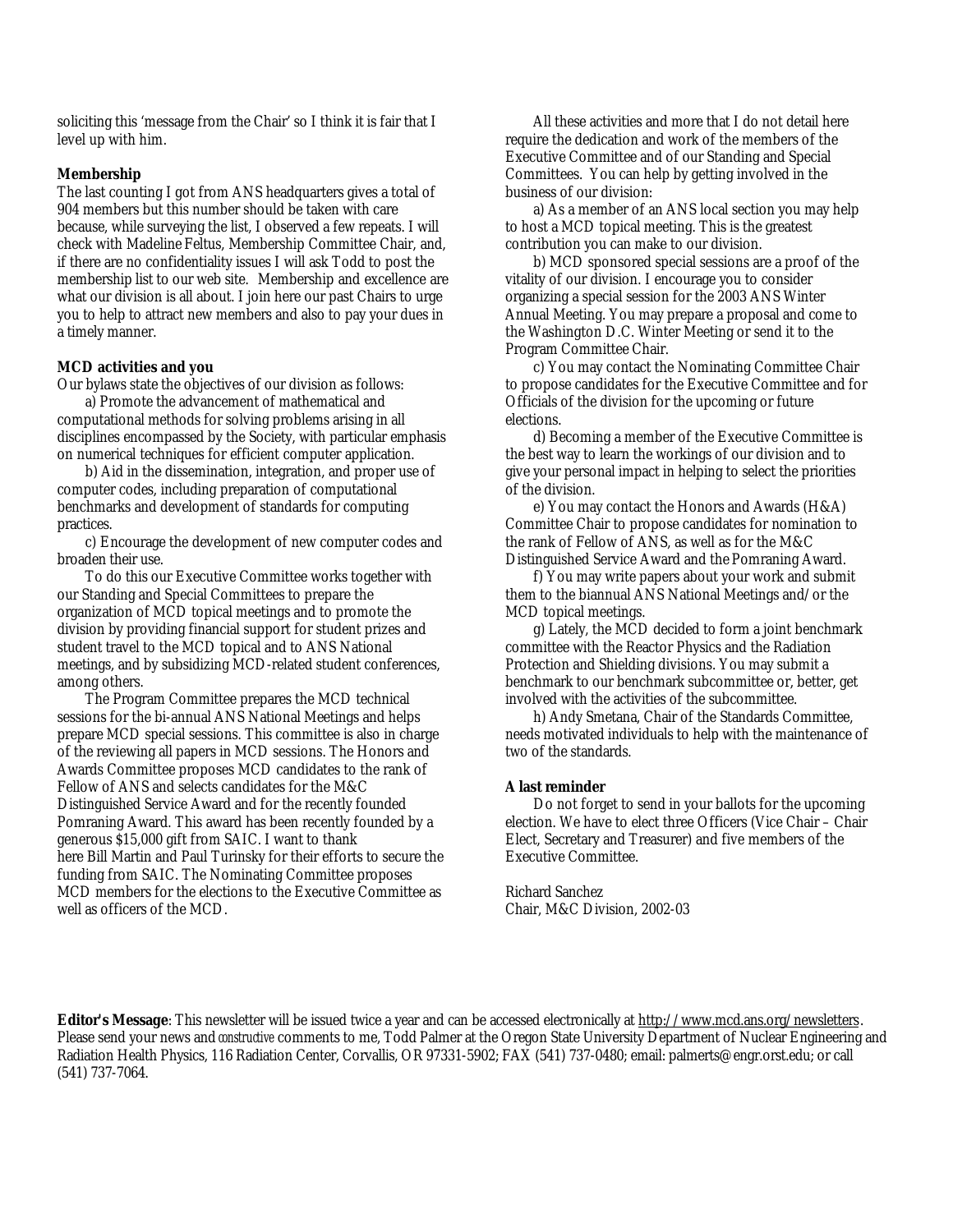soliciting this 'message from the Chair' so I think it is fair that I level up with him.

**Membership**

The last counting I got from ANS headquarters gives a total of 904 members but this number should be taken with care because, while surveying the list, I observed a few repeats. I will check with Madeline Feltus, Membership Committee Chair, and, if there are no confidentiality issues I will ask Todd to post the membership list to our web site. Membership and excellence are what our division is all about. I join here our past Chairs to urge you to help to attract new members and also to pay your dues in a timely manner.

**MCD activities and you**

Our bylaws state the objectives of our division as follows:

a) Promote the advancement of mathematical and computational methods for solving problems arising in all disciplines encompassed by the Society, with particular emphasis on numerical techniques for efficient computer application.

b) Aid in the dissemination, integration, and proper use of computer codes, including preparation of computational benchmarks and development of standards for computing practices.

c) Encourage the development of new computer codes and broaden their use.

To do this our Executive Committee works together with our Standing and Special Committees to prepare the organization of MCD topical meetings and to promote the division by providing financial support for student prizes and student travel to the MCD topical and to ANS National meetings, and by subsidizing MCD-related student conferences, among others.

The Program Committee prepares the MCD technical sessions for the bi-annual ANS National Meetings and helps prepare MCD special sessions. This committee is also in charge of the reviewing all papers in MCD sessions. The Honors and Awards Committee proposes MCD candidates to the rank of Fellow of ANS and selects candidates for the M&C Distinguished Service Award and for the recently founded Pomraning Award. This award has been recently founded by a generous $15,000 gift from SAIC. I want to thank here Bill Martin and Paul Turinsky for their efforts to secure the funding from SAIC. The Nominating Committee proposes MCD members for the elections to the Executive Committee as well as officers of the MCD.

All these activities and more that I do not detail here require the dedication and work of the members of the Executive Committee and of our Standing and Special Committees. You can help by getting involved in the business of our division:

a) As a member of an ANS local section you may help to host a MCD topical meeting. This is the greatest contribution you can make to our division.

b) MCD sponsored special sessions are a proof of the vitality of our division. I encourage you to consider organizing a special session for the 2003 ANS Winter Annual Meeting. You may prepare a proposal and come to the Washington D.C. Winter Meeting or send it to the Program Committee Chair.

c) You may contact the Nominating Committee Chair to propose candidates for the Executive Committee and for Officials of the division for the upcoming or future elections.

d) Becoming a member of the Executive Committee is the best way to learn the workings of our division and to give your personal impact in helping to select the priorities of the division.

e) You may contact the Honors and Awards (H&A) Committee Chair to propose candidates for nomination to the rank of Fellow of ANS, as well as for the M&C Distinguished Service Award and the Pomraning Award.

f) You may write papers about your work and submit them to the biannual ANS National Meetings and/or the MCD topical meetings.

g) Lately, the MCD decided to form a joint benchmark committee with the Reactor Physics and the Radiation Protection and Shielding divisions. You may submit a benchmark to our benchmark subcommittee or, better, get involved with the activities of the subcommittee.

h) Andy Smetana, Chair of the Standards Committee, needs motivated individuals to help with the maintenance of two of the standards.

**A last reminder**

Do not forget to send in your ballots for the upcoming election. We have to elect three Officers (Vice Chair – Chair Elect, Secretary and Treasurer) and five members of the Executive Committee.

Richard Sanchez
Chair, M&C Division, 2002-03

**Editor's Message**: This newsletter will be issued twice a year and can be accessed electronically at http://www.mcd.ans.org/newsletters. Please send your news and *constructive* comments to me, Todd Palmer at the Oregon State University Department of Nuclear Engineering and Radiation Health Physics, 116 Radiation Center, Corvallis, OR 97331-5902; FAX (541) 737-0480; email: palmerts@engr.orst.edu; or call (541) 737-7064.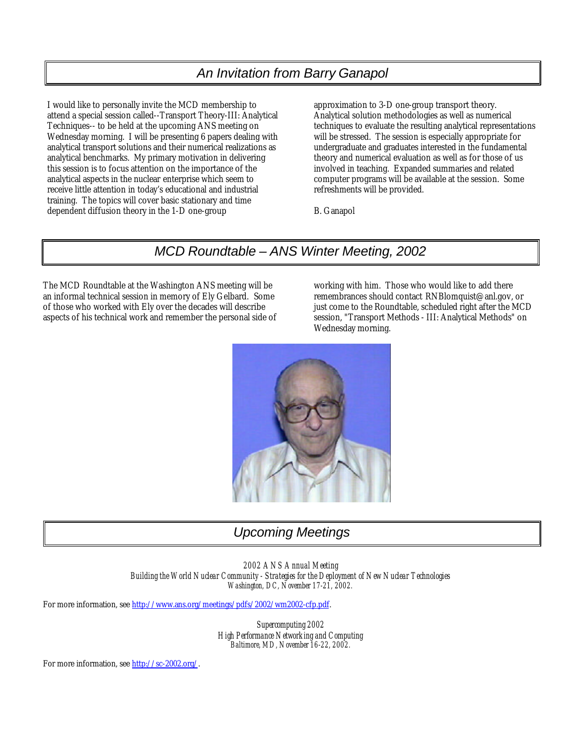## An Invitation from Barry Ganapol

I would like to personally invite the MCD membership to attend a special session called--Transport Theory-III: Analytical Techniques-- to be held at the upcoming ANS meeting on Wednesday morning. I will be presenting 6 papers dealing with analytical transport solutions and their numerical realizations as analytical benchmarks. My primary motivation in delivering this session is to focus attention on the importance of the analytical aspects in the nuclear enterprise which seem to receive little attention in today's educational and industrial training. The topics will cover basic stationary and time dependent diffusion theory in the 1-D one-group approximation to 3-D one-group transport theory. Analytical solution methodologies as well as numerical techniques to evaluate the resulting analytical representations will be stressed. The session is especially appropriate for undergraduate and graduates interested in the fundamental theory and numerical evaluation as well as for those of us involved in teaching. Expanded summaries and related computer programs will be available at the session. Some refreshments will be provided.

B. Ganapol

## MCD Roundtable – ANS Winter Meeting, 2002

The MCD Roundtable at the Washington ANS meeting will be an informal technical session in memory of Ely Gelbard. Some of those who worked with Ely over the decades will describe aspects of his technical work and remember the personal side of working with him. Those who would like to add there remembrances should contact RNBlomquist@anl.gov, or just come to the Roundtable, scheduled right after the MCD session, "Transport Methods - III: Analytical Methods" on Wednesday morning.

## Upcoming Meetings

*2002 ANS Annual Meeting*
*Building the World Nuclear Community - Strategies for the Deployment of New Nuclear Technologies*
*Washington, DC, November 17-21, 2002.*

For more information, see http://www.ans.org/meetings/pdfs/2002/wm2002-cfp.pdf.

*Supercomputing 2002*
*High Performance Networking and Computing*
*Baltimore, MD, November 16-22, 2002.*

For more information, see http://sc-2002.org/.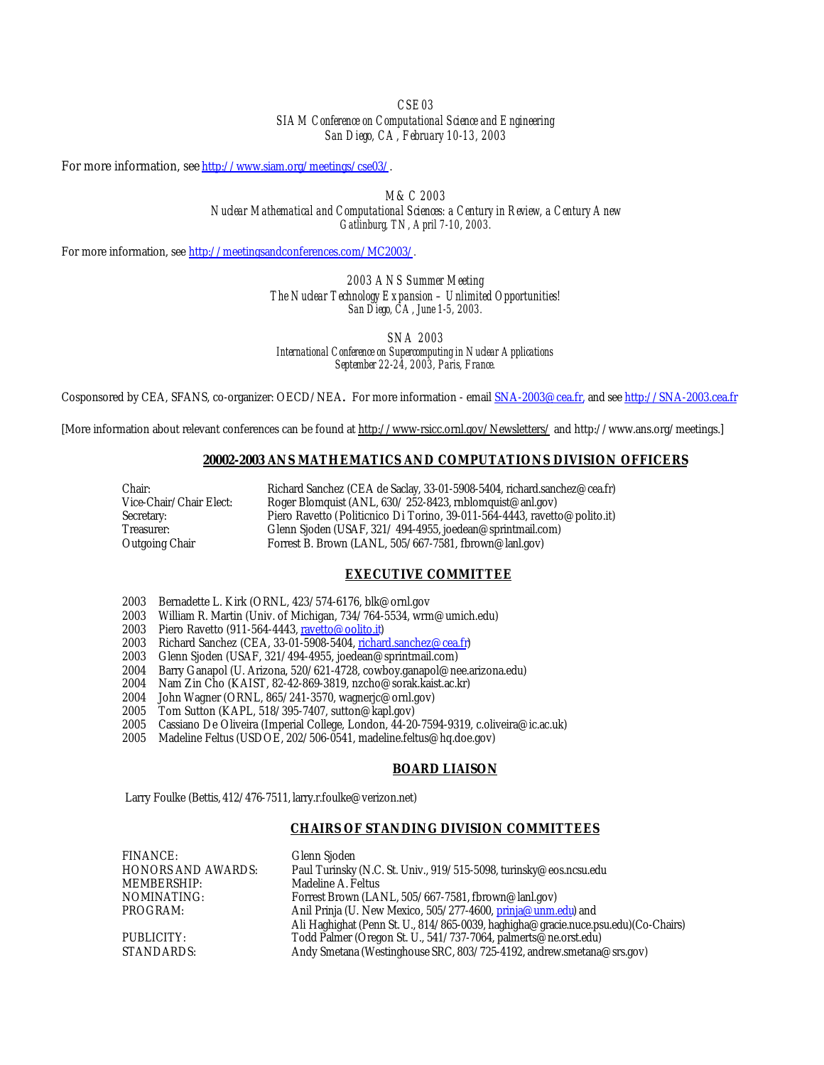*CSE 03*
*SIAM Conference on Computational Science and Engineering*
*San Diego, CA, February 10-13, 2003*

For more information, see http://www.siam.org/meetings/cse03/.

*M&C 2003*
*Nuclear Mathematical and Computational Sciences: a Century in Review, a Century Anew*
*Gatlinburg, TN, April 7-10, 2003.*

For more information, see http://meetingsandconferences.com/MC2003/.

*2003 ANS Summer Meeting*
*The Nuclear Technology Expansion – Unlimited Opportunities!*
*San Diego, CA, June 1-5, 2003.*

*SNA 2003*
*International Conference on Supercomputing in Nuclear Applications*
*September 22-24, 2003, Paris, France.*

Cosponsored by CEA, SFANS, co-organizer: OECD/NEA**.** For more information - email SNA-2003@cea.fr, and see http://SNA-2003.cea.fr

[More information about relevant conferences can be found at http://www-rsicc.ornl.gov/Newsletters/ and http://www.ans.org/meetings.]

## 20002-2003 ANS MATHEMATICS AND COMPUTATIONS DIVISION OFFICERS

| | |
|---|---|
| Chair: | Richard Sanchez (CEA de Saclay, 33-01-5908-5404, richard.sanchez@cea.fr) |
| Vice-Chair/Chair Elect: | Roger Blomquist (ANL, 630/ 252-8423, rnblomquist@anl.gov) |
| Secretary: | Piero Ravetto (Politicnico Di Torino, 39-011-564-4443, ravetto@polito.it) |
| Treasurer: | Glenn Sjoden (USAF, 321/ 494-4955, joedean@sprintmail.com) |
| Outgoing Chair | Forrest B. Brown (LANL, 505/667-7581, fbrown@lanl.gov) |

## EXECUTIVE COMMITTEE

| | |
|---|---|
| 2003 | Bernadette L. Kirk (ORNL, 423/574-6176, blk@ornl.gov |
| 2003 | William R. Martin (Univ. of Michigan, 734/764-5534, wrm@umich.edu) |
| 2003 | Piero Ravetto (911-564-4443, ravetto@oolito.it) |
| 2003 | Richard Sanchez (CEA, 33-01-5908-5404, richard.sanchez@cea.fr) |
| 2003 | Glenn Sjoden (USAF, 321/494-4955, joedean@sprintmail.com) |
| 2004 | Barry Ganapol (U. Arizona, 520/621-4728, cowboy.ganapol@nee.arizona.edu) |
| 2004 | Nam Zin Cho (KAIST, 82-42-869-3819, nzcho@sorak.kaist.ac.kr) |
| 2004 | John Wagner (ORNL, 865/241-3570, wagnerjc@ornl.gov) |
| 2005 | Tom Sutton (KAPL, 518/395-7407, sutton@kapl.gov) |
| 2005 | Cassiano De Oliveira (Imperial College, London, 44-20-7594-9319, c.oliveira@ic.ac.uk) |
| 2005 | Madeline Feltus (USDOE, 202/506-0541, madeline.feltus@hq.doe.gov) |

## BOARD LIAISON

Larry Foulke (Bettis, 412/476-7511, larry.r.foulke@verizon.net)

## CHAIRS OF STANDING DIVISION COMMITTEES

| | |
|---|---|
| FINANCE: | Glenn Sjoden |
| HONORS AND AWARDS: | Paul Turinsky (N.C. St. Univ., 919/515-5098, turinsky@eos.ncsu.edu |
| MEMBERSHIP: | Madeline A. Feltus |
| NOMINATING: | Forrest Brown (LANL, 505/667-7581, fbrown@lanl.gov) |
| PROGRAM: | Anil Prinja (U. New Mexico, 505/277-4600, prinja@unm.edu) and Ali Haghighat (Penn St. U., 814/865-0039, haghigha@gracie.nuce.psu.edu)(Co-Chairs) |
| PUBLICITY: | Todd Palmer (Oregon St. U., 541/737-7064, palmerts@ne.orst.edu) |
| STANDARDS: | Andy Smetana (Westinghouse SRC, 803/725-4192, andrew.smetana@srs.gov) |